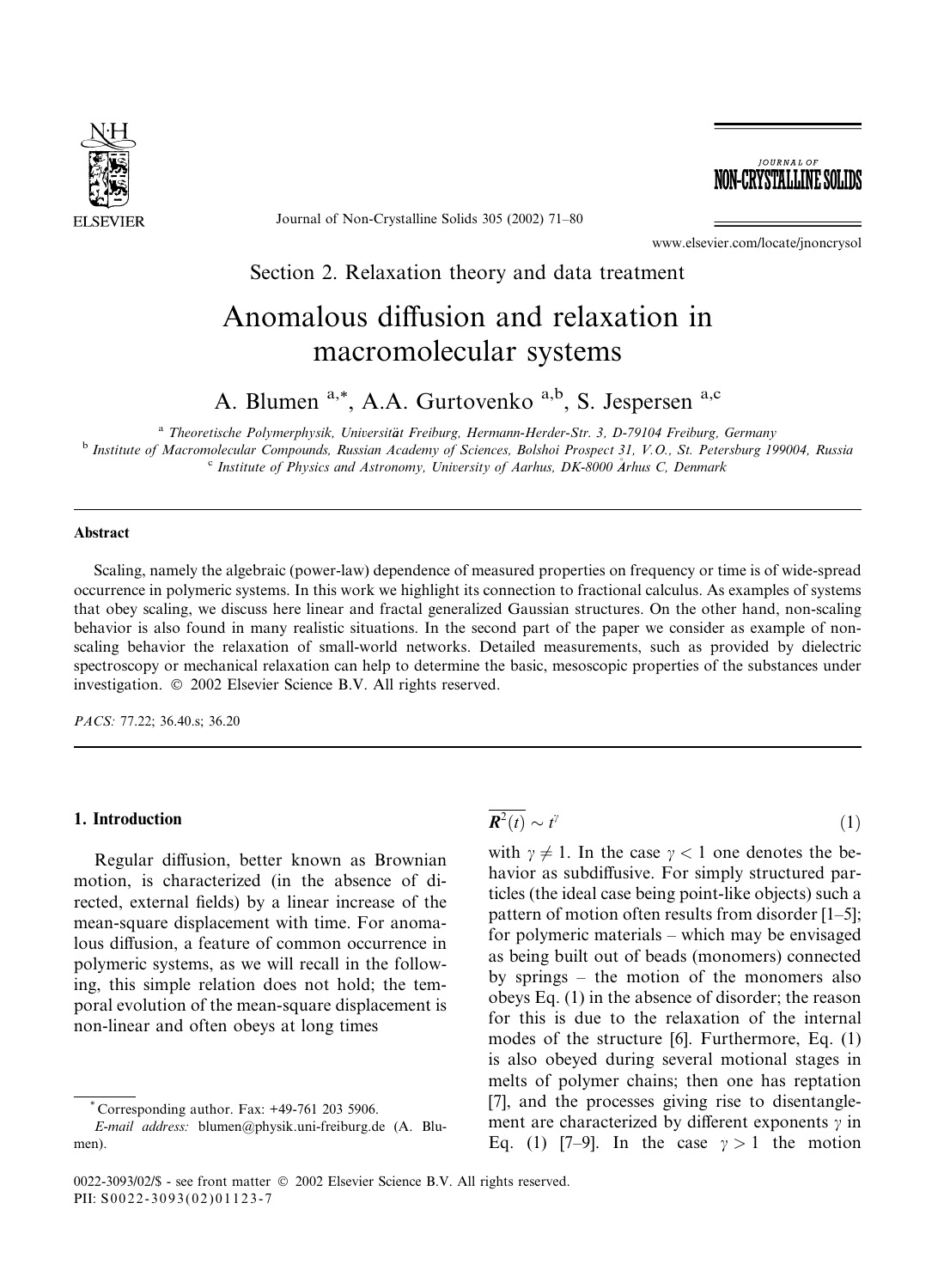Section 2. Relaxation theory and data treatment

# Anomalous diffusion and relaxation in macromolecular systems

A. Blumen [a,*], A.A. Gurtovenko [a,b], S. Jespersen [a,c]

[a] Theoretische Polymerphysik, Universität Freiburg, Hermann-Herder-Str. 3, D-79104 Freiburg, Germany
[b] Institute of Macromolecular Compounds, Russian Academy of Sciences, Bolshoi Prospect 31, V.O., St. Petersburg 199004, Russia
[c] Institute of Physics and Astronomy, University of Aarhus, DK-8000 Århus C, Denmark

## Abstract

Scaling, namely the algebraic (power-law) dependence of measured properties on frequency or time is of wide-spread occurrence in polymeric systems. In this work we highlight its connection to fractional calculus. As examples of systems that obey scaling, we discuss here linear and fractal generalized Gaussian structures. On the other hand, non-scaling behavior is also found in many realistic situations. In the second part of the paper we consider as example of non-scaling behavior the relaxation of small-world networks. Detailed measurements, such as provided by dielectric spectroscopy or mechanical relaxation can help to determine the basic, mesoscopic properties of the substances under investigation. © 2002 Elsevier Science B.V. All rights reserved.

*PACS:* 77.22; 36.40.s; 36.20

## 1. Introduction

Regular diffusion, better known as Brownian motion, is characterized (in the absence of directed, external fields) by a linear increase of the mean-square displacement with time. For anomalous diffusion, a feature of common occurrence in polymeric systems, as we will recall in the following, this simple relation does not hold; the temporal evolution of the mean-square displacement is non-linear and often obeys at long times

$$\overline{\boldsymbol{R}^2(t)} \sim t^{\gamma} \tag{1}$$

with $\gamma \neq 1$. In the case $\gamma < 1$ one denotes the behavior as subdiffusive. For simply structured particles (the ideal case being point-like objects) such a pattern of motion often results from disorder [1–5]; for polymeric materials – which may be envisaged as being built out of beads (monomers) connected by springs – the motion of the monomers also obeys Eq. (1) in the absence of disorder; the reason for this is due to the relaxation of the internal modes of the structure [6]. Furthermore, Eq. (1) is also obeyed during several motional stages in melts of polymer chains; then one has reptation [7], and the processes giving rise to disentanglement are characterized by different exponents $\gamma$ in Eq. (1) [7–9]. In the case $\gamma > 1$ the motion

* Corresponding author. Fax: +49-761 203 5906.
*E-mail address:* blumen@physik.uni-freiburg.de (A. Blumen).

0022-3093/02/$ - see front matter © 2002 Elsevier Science B.V. All rights reserved.
PII: S0022-3093(02)01123-7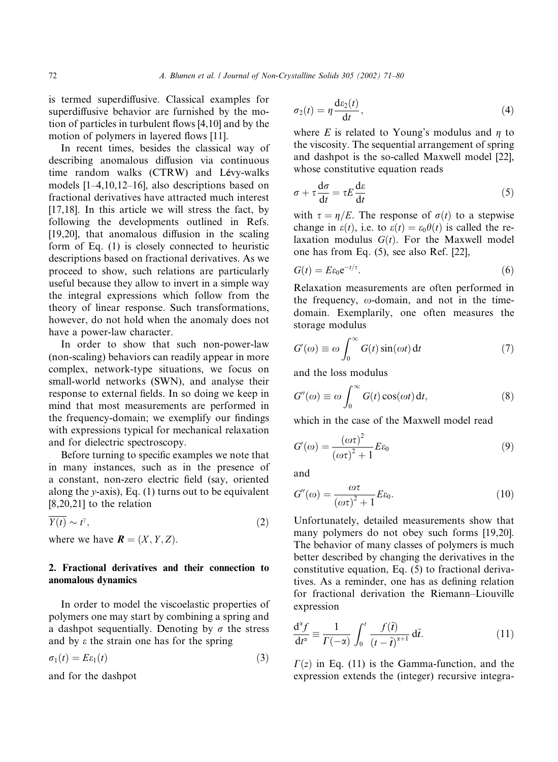is termed superdiffusive. Classical examples for superdiffusive behavior are furnished by the motion of particles in turbulent flows [4,10] and by the motion of polymers in layered flows [11].

In recent times, besides the classical way of describing anomalous diffusion via continuous time random walks (CTRW) and Lévy-walks models [1–4,10,12–16], also descriptions based on fractional derivatives have attracted much interest [17,18]. In this article we will stress the fact, by following the developments outlined in Refs. [19,20], that anomalous diffusion in the scaling form of Eq. (1) is closely connected to heuristic descriptions based on fractional derivatives. As we proceed to show, such relations are particularly useful because they allow to invert in a simple way the integral expressions which follow from the theory of linear response. Such transformations, however, do not hold when the anomaly does not have a power-law character.

In order to show that such non-power-law (non-scaling) behaviors can readily appear in more complex, network-type situations, we focus on small-world networks (SWN), and analyse their response to external fields. In so doing we keep in mind that most measurements are performed in the frequency-domain; we exemplify our findings with expressions typical for mechanical relaxation and for dielectric spectroscopy.

Before turning to specific examples we note that in many instances, such as in the presence of a constant, non-zero electric field (say, oriented along the $y$-axis), Eq. (1) turns out to be equivalent [8,20,21] to the relation

$$\overline{Y(t)} \sim t^{\gamma}, \tag{2}$$

where we have $\boldsymbol{R} = (X, Y, Z)$.

## 2. Fractional derivatives and their connection to anomalous dynamics

In order to model the viscoelastic properties of polymers one may start by combining a spring and a dashpot sequentially. Denoting by $\sigma$ the stress and by $\varepsilon$ the strain one has for the spring

$$\sigma_1(t) = E\varepsilon_1(t) \tag{3}$$

and for the dashpot

$$\sigma_2(t) = \eta \frac{d\varepsilon_2(t)}{dt}, \tag{4}$$

where $E$ is related to Young's modulus and $\eta$ to the viscosity. The sequential arrangement of spring and dashpot is the so-called Maxwell model [22], whose constitutive equation reads

$$\sigma + \tau \frac{d\sigma}{dt} = \tau E \frac{d\varepsilon}{dt} \tag{5}$$

with $\tau = \eta/E$. The response of $\sigma(t)$ to a stepwise change in $\varepsilon(t)$, i.e. to $\varepsilon(t) = \varepsilon_0 \theta(t)$ is called the relaxation modulus $G(t)$. For the Maxwell model one has from Eq. (5), see also Ref. [22],

$$G(t) = E\varepsilon_0 e^{-t/\tau}. \tag{6}$$

Relaxation measurements are often performed in the frequency, $\omega$-domain, and not in the time-domain. Exemplarily, one often measures the storage modulus

$$G'(\omega) \equiv \omega \int_0^{\infty} G(t) \sin(\omega t)\, dt \tag{7}$$

and the loss modulus

$$G''(\omega) \equiv \omega \int_0^{\infty} G(t) \cos(\omega t)\, dt, \tag{8}$$

which in the case of the Maxwell model read

$$G'(\omega) = \frac{(\omega\tau)^2}{(\omega\tau)^2 + 1} E\varepsilon_0 \tag{9}$$

and

$$G''(\omega) = \frac{\omega\tau}{(\omega\tau)^2 + 1} E\varepsilon_0. \tag{10}$$

Unfortunately, detailed measurements show that many polymers do not obey such forms [19,20]. The behavior of many classes of polymers is much better described by changing the derivatives in the constitutive equation, Eq. (5) to fractional derivatives. As a reminder, one has as defining relation for fractional derivation the Riemann–Liouville expression

$$\frac{d^{\alpha} f}{dt^{\alpha}} \equiv \frac{1}{\Gamma(-\alpha)} \int_0^t \frac{f(\tilde{t})}{(t - \tilde{t})^{\alpha+1}}\, d\tilde{t}. \tag{11}$$

$\Gamma(z)$ in Eq. (11) is the Gamma-function, and the expression extends the (integer) recursive integra-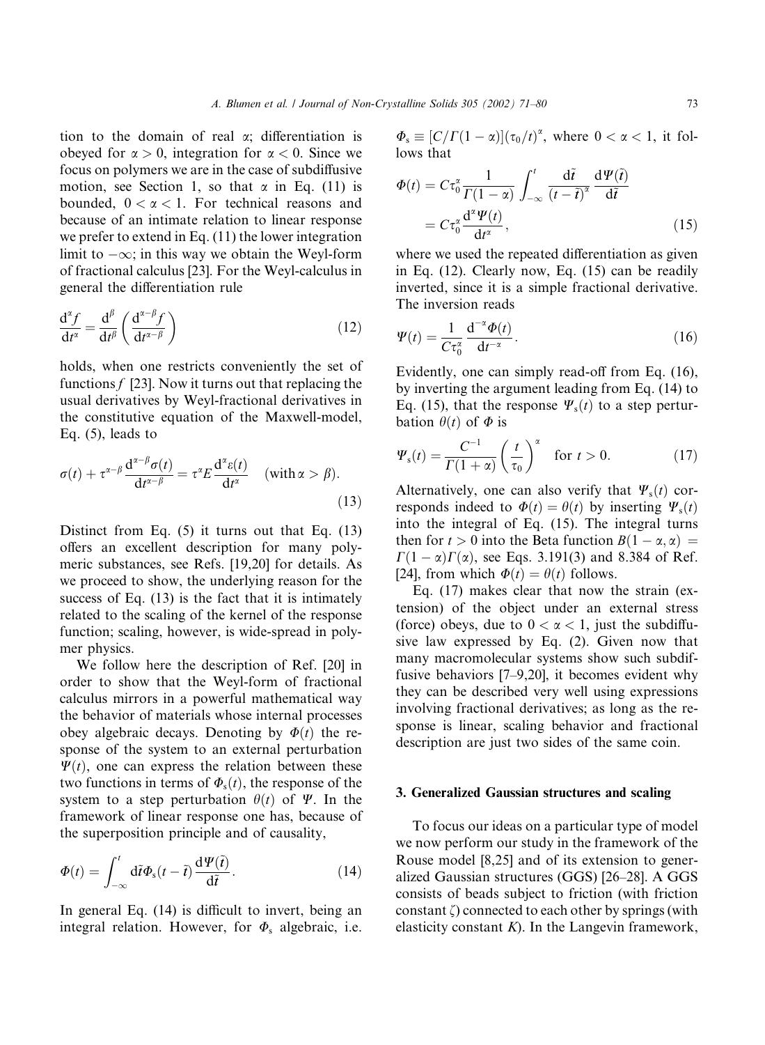tion to the domain of real $\alpha$; differentiation is obeyed for $\alpha > 0$, integration for $\alpha < 0$. Since we focus on polymers we are in the case of subdiffusive motion, see Section 1, so that $\alpha$ in Eq. (11) is bounded, $0 < \alpha < 1$. For technical reasons and because of an intimate relation to linear response we prefer to extend in Eq. (11) the lower integration limit to $-\infty$; in this way we obtain the Weyl-form of fractional calculus [23]. For the Weyl-calculus in general the differentiation rule

$$\frac{\mathrm{d}^\alpha f}{\mathrm{d}t^\alpha} = \frac{\mathrm{d}^\beta}{\mathrm{d}t^\beta}\left(\frac{\mathrm{d}^{\alpha-\beta} f}{\mathrm{d}t^{\alpha-\beta}}\right) \tag{12}$$

holds, when one restricts conveniently the set of functions $f$ [23]. Now it turns out that replacing the usual derivatives by Weyl-fractional derivatives in the constitutive equation of the Maxwell-model, Eq. (5), leads to

$$\sigma(t) + \tau^{\alpha-\beta}\frac{\mathrm{d}^{\alpha-\beta}\sigma(t)}{\mathrm{d}t^{\alpha-\beta}} = \tau^\alpha E \frac{\mathrm{d}^\alpha \varepsilon(t)}{\mathrm{d}t^\alpha} \quad (\text{with}\, \alpha > \beta). \tag{13}$$

Distinct from Eq. (5) it turns out that Eq. (13) offers an excellent description for many polymeric substances, see Refs. [19,20] for details. As we proceed to show, the underlying reason for the success of Eq. (13) is the fact that it is intimately related to the scaling of the kernel of the response function; scaling, however, is wide-spread in polymer physics.

We follow here the description of Ref. [20] in order to show that the Weyl-form of fractional calculus mirrors in a powerful mathematical way the behavior of materials whose internal processes obey algebraic decays. Denoting by $\Phi(t)$ the response of the system to an external perturbation $\Psi(t)$, one can express the relation between these two functions in terms of $\Phi_s(t)$, the response of the system to a step perturbation $\theta(t)$ of $\Psi$. In the framework of linear response one has, because of the superposition principle and of causality,

$$\Phi(t) = \int_{-\infty}^{t} \mathrm{d}\tilde{t}\, \Phi_s(t-\tilde{t})\frac{\mathrm{d}\Psi(\tilde{t})}{\mathrm{d}\tilde{t}}. \tag{14}$$

In general Eq. (14) is difficult to invert, being an integral relation. However, for $\Phi_s$ algebraic, i.e. $\Phi_s \equiv [C/\Gamma(1-\alpha)](\tau_0/t)^\alpha$, where $0 < \alpha < 1$, it follows that

$$\Phi(t) = C\tau_0^\alpha \frac{1}{\Gamma(1-\alpha)} \int_{-\infty}^{t} \frac{\mathrm{d}\tilde{t}}{(t-\tilde{t})^\alpha}\frac{\mathrm{d}\Psi(\tilde{t})}{\mathrm{d}\tilde{t}} = C\tau_0^\alpha \frac{\mathrm{d}^\alpha \Psi(t)}{\mathrm{d}t^\alpha}, \tag{15}$$

where we used the repeated differentiation as given in Eq. (12). Clearly now, Eq. (15) can be readily inverted, since it is a simple fractional derivative. The inversion reads

$$\Psi(t) = \frac{1}{C\tau_0^\alpha}\frac{\mathrm{d}^{-\alpha}\Phi(t)}{\mathrm{d}t^{-\alpha}}. \tag{16}$$

Evidently, one can simply read-off from Eq. (16), by inverting the argument leading from Eq. (14) to Eq. (15), that the response $\Psi_s(t)$ to a step perturbation $\theta(t)$ of $\Phi$ is

$$\Psi_s(t) = \frac{C^{-1}}{\Gamma(1+\alpha)}\left(\frac{t}{\tau_0}\right)^\alpha \quad \text{for } t > 0. \tag{17}$$

Alternatively, one can also verify that $\Psi_s(t)$ corresponds indeed to $\Phi(t) = \theta(t)$ by inserting $\Psi_s(t)$ into the integral of Eq. (15). The integral turns then for $t > 0$ into the Beta function $B(1-\alpha, \alpha) = \Gamma(1-\alpha)\Gamma(\alpha)$, see Eqs. 3.191(3) and 8.384 of Ref. [24], from which $\Phi(t) = \theta(t)$ follows.

Eq. (17) makes clear that now the strain (extension) of the object under an external stress (force) obeys, due to $0 < \alpha < 1$, just the subdiffusive law expressed by Eq. (2). Given now that many macromolecular systems show such subdiffusive behaviors [7–9,20], it becomes evident why they can be described very well using expressions involving fractional derivatives; as long as the response is linear, scaling behavior and fractional description are just two sides of the same coin.

## 3. Generalized Gaussian structures and scaling

To focus our ideas on a particular type of model we now perform our study in the framework of the Rouse model [8,25] and of its extension to generalized Gaussian structures (GGS) [26–28]. A GGS consists of beads subject to friction (with friction constant $\zeta$) connected to each other by springs (with elasticity constant $K$). In the Langevin framework,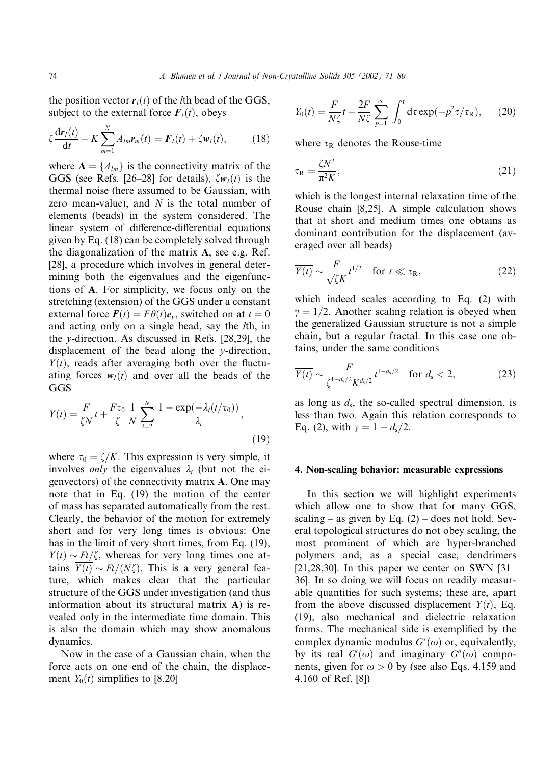the position vector $\mathbf{r}_l(t)$ of the $l$th bead of the GGS, subject to the external force $\mathbf{F}_l(t)$, obeys

$$\zeta \frac{\mathrm{d}\mathbf{r}_l(t)}{\mathrm{d}t} + K \sum_{m=1}^{N} A_{lm} \mathbf{r}_m(t) = \mathbf{F}_l(t) + \zeta \mathbf{w}_l(t), \qquad (18)$$

where $\mathbf{A} = \{A_{lm}\}$ is the connectivity matrix of the GGS (see Refs. [26–28] for details), $\zeta \mathbf{w}_l(t)$ is the thermal noise (here assumed to be Gaussian, with zero mean-value), and $N$ is the total number of elements (beads) in the system considered. The linear system of difference-differential equations given by Eq. (18) can be completely solved through the diagonalization of the matrix $\mathbf{A}$, see e.g. Ref. [28], a procedure which involves in general determining both the eigenvalues and the eigenfunctions of $\mathbf{A}$. For simplicity, we focus only on the stretching (extension) of the GGS under a constant external force $\mathbf{F}(t) = F\theta(t)\mathbf{e}_y$, switched on at $t = 0$ and acting only on a single bead, say the $l$th, in the $y$-direction. As discussed in Refs. [28,29], the displacement of the bead along the $y$-direction, $Y(t)$, reads after averaging both over the fluctuating forces $\mathbf{w}_l(t)$ and over all the beads of the GGS

$$\overline{Y(t)} = \frac{F}{\zeta N} t + \frac{F\tau_0}{\zeta} \frac{1}{N} \sum_{i=2}^{N} \frac{1 - \exp(-\lambda_i(t/\tau_0))}{\lambda_i}, \qquad (19)$$

where $\tau_0 = \zeta/K$. This expression is very simple, it involves *only* the eigenvalues $\lambda_i$ (but not the eigenvectors) of the connectivity matrix $\mathbf{A}$. One may note that in Eq. (19) the motion of the center of mass has separated automatically from the rest. Clearly, the behavior of the motion for extremely short and for very long times is obvious: One has in the limit of very short times, from Eq. (19), $\overline{Y(t)} \sim Ft/\zeta$, whereas for very long times one attains $\overline{Y(t)} \sim Ft/(N\zeta)$. This is a very general feature, which makes clear that the particular structure of the GGS under investigation (and thus information about its structural matrix $\mathbf{A}$) is revealed only in the intermediate time domain. This is also the domain which may show anomalous dynamics.

Now in the case of a Gaussian chain, when the force acts on one end of the chain, the displacement $\overline{Y_0(t)}$ simplifies to [8,20]

$$\overline{Y_0(t)} = \frac{F}{N\zeta} t + \frac{2F}{N\zeta} \sum_{p=1}^{\infty} \int_0^t \mathrm{d}\tau \exp(-p^2\tau/\tau_R), \qquad (20)$$

where $\tau_R$ denotes the Rouse-time

$$\tau_R = \frac{\zeta N^2}{\pi^2 K}, \qquad (21)$$

which is the longest internal relaxation time of the Rouse chain [8,25]. A simple calculation shows that at short and medium times one obtains as dominant contribution for the displacement (averaged over all beads)

$$\overline{Y(t)} \sim \frac{F}{\sqrt{\zeta K}} t^{1/2} \quad \text{for } t \ll \tau_R, \qquad (22)$$

which indeed scales according to Eq. (2) with $\gamma = 1/2$. Another scaling relation is obeyed when the generalized Gaussian structure is not a simple chain, but a regular fractal. In this case one obtains, under the same conditions

$$\overline{Y(t)} \sim \frac{F}{\zeta^{1-d_s/2} K^{d_s/2}} t^{1-d_s/2} \quad \text{for } d_s < 2, \qquad (23)$$

as long as $d_s$, the so-called spectral dimension, is less than two. Again this relation corresponds to Eq. (2), with $\gamma = 1 - d_s/2$.

## 4. Non-scaling behavior: measurable expressions

In this section we will highlight experiments which allow one to show that for many GGS, scaling – as given by Eq. (2) – does not hold. Several topological structures do not obey scaling, the most prominent of which are hyper-branched polymers and, as a special case, dendrimers [21,28,30]. In this paper we center on SWN [31–36]. In so doing we will focus on readily measurable quantities for such systems; these are, apart from the above discussed displacement $\overline{Y(t)}$, Eq. (19), also mechanical and dielectric relaxation forms. The mechanical side is exemplified by the complex dynamic modulus $G^*(\omega)$ or, equivalently, by its real $G'(\omega)$ and imaginary $G''(\omega)$ components, given for $\omega > 0$ by (see also Eqs. 4.159 and 4.160 of Ref. [8])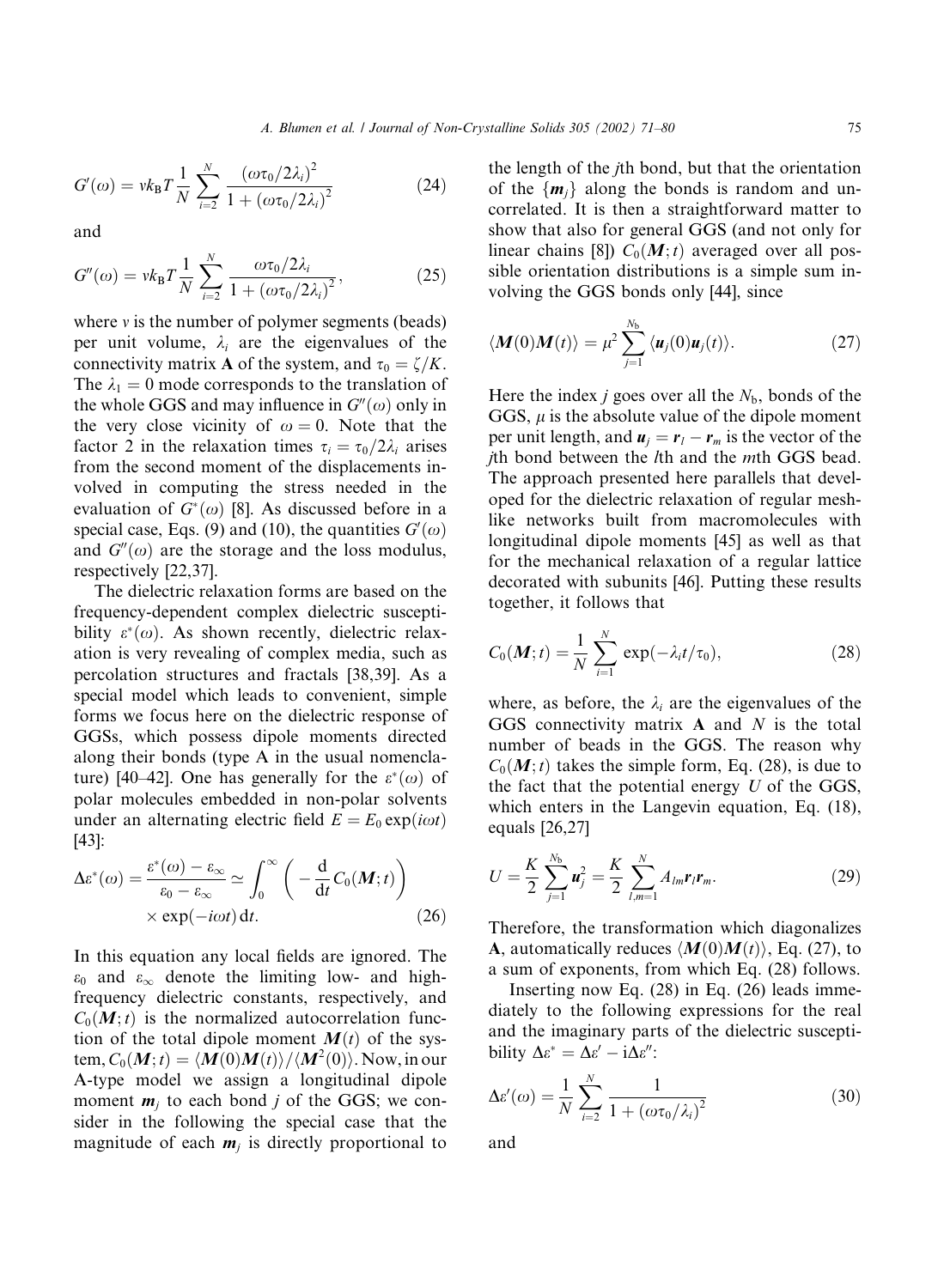$$G'(\omega) = vk_B T \frac{1}{N} \sum_{i=2}^{N} \frac{(\omega\tau_0/2\lambda_i)^2}{1 + (\omega\tau_0/2\lambda_i)^2} \tag{24}$$

and

$$G''(\omega) = vk_B T \frac{1}{N} \sum_{i=2}^{N} \frac{\omega\tau_0/2\lambda_i}{1 + (\omega\tau_0/2\lambda_i)^2}, \tag{25}$$

where $v$ is the number of polymer segments (beads) per unit volume, $\lambda_i$ are the eigenvalues of the connectivity matrix **A** of the system, and $\tau_0 = \zeta/K$. The $\lambda_1 = 0$ mode corresponds to the translation of the whole GGS and may influence in $G''(\omega)$ only in the very close vicinity of $\omega = 0$. Note that the factor 2 in the relaxation times $\tau_i = \tau_0/2\lambda_i$ arises from the second moment of the displacements involved in computing the stress needed in the evaluation of $G^*(\omega)$ [8]. As discussed before in a special case, Eqs. (9) and (10), the quantities $G'(\omega)$ and $G''(\omega)$ are the storage and the loss modulus, respectively [22,37].

The dielectric relaxation forms are based on the frequency-dependent complex dielectric susceptibility $\varepsilon^*(\omega)$. As shown recently, dielectric relaxation is very revealing of complex media, such as percolation structures and fractals [38,39]. As a special model which leads to convenient, simple forms we focus here on the dielectric response of GGSs, which possess dipole moments directed along their bonds (type A in the usual nomenclature) [40–42]. One has generally for the $\varepsilon^*(\omega)$ of polar molecules embedded in non-polar solvents under an alternating electric field $E = E_0 \exp(i\omega t)$ [43]:

$$\Delta\varepsilon^*(\omega) = \frac{\varepsilon^*(\omega) - \varepsilon_\infty}{\varepsilon_0 - \varepsilon_\infty} \simeq \int_0^\infty \left( -\frac{\mathrm{d}}{\mathrm{d}t} C_0(\boldsymbol{M};t) \right) \times \exp(-i\omega t)\,\mathrm{d}t. \tag{26}$$

In this equation any local fields are ignored. The $\varepsilon_0$ and $\varepsilon_\infty$ denote the limiting low- and high-frequency dielectric constants, respectively, and $C_0(\boldsymbol{M};t)$ is the normalized autocorrelation function of the total dipole moment $\boldsymbol{M}(t)$ of the system, $C_0(\boldsymbol{M};t) = \langle \boldsymbol{M}(0)\boldsymbol{M}(t)\rangle / \langle \boldsymbol{M}^2(0)\rangle$. Now, in our A-type model we assign a longitudinal dipole moment $\boldsymbol{m}_j$ to each bond $j$ of the GGS; we consider in the following the special case that the magnitude of each $\boldsymbol{m}_j$ is directly proportional to the length of the $j$th bond, but that the orientation of the $\{\boldsymbol{m}_j\}$ along the bonds is random and uncorrelated. It is then a straightforward matter to show that also for general GGS (and not only for linear chains [8]) $C_0(\boldsymbol{M};t)$ averaged over all possible orientation distributions is a simple sum involving the GGS bonds only [44], since

$$\langle \boldsymbol{M}(0)\boldsymbol{M}(t)\rangle = \mu^2 \sum_{j=1}^{N_b} \langle \boldsymbol{u}_j(0)\boldsymbol{u}_j(t)\rangle. \tag{27}$$

Here the index $j$ goes over all the $N_b$, bonds of the GGS, $\mu$ is the absolute value of the dipole moment per unit length, and $\boldsymbol{u}_j = \boldsymbol{r}_l - \boldsymbol{r}_m$ is the vector of the $j$th bond between the $l$th and the $m$th GGS bead. The approach presented here parallels that developed for the dielectric relaxation of regular meshlike networks built from macromolecules with longitudinal dipole moments [45] as well as that for the mechanical relaxation of a regular lattice decorated with subunits [46]. Putting these results together, it follows that

$$C_0(\boldsymbol{M};t) = \frac{1}{N} \sum_{i=1}^{N} \exp(-\lambda_i t/\tau_0), \tag{28}$$

where, as before, the $\lambda_i$ are the eigenvalues of the GGS connectivity matrix **A** and $N$ is the total number of beads in the GGS. The reason why $C_0(\boldsymbol{M};t)$ takes the simple form, Eq. (28), is due to the fact that the potential energy $U$ of the GGS, which enters in the Langevin equation, Eq. (18), equals [26,27]

$$U = \frac{K}{2} \sum_{j=1}^{N_b} \boldsymbol{u}_j^2 = \frac{K}{2} \sum_{l,m=1}^{N} A_{lm} \boldsymbol{r}_l \boldsymbol{r}_m. \tag{29}$$

Therefore, the transformation which diagonalizes **A**, automatically reduces $\langle \boldsymbol{M}(0)\boldsymbol{M}(t)\rangle$, Eq. (27), to a sum of exponents, from which Eq. (28) follows.

Inserting now Eq. (28) in Eq. (26) leads immediately to the following expressions for the real and the imaginary parts of the dielectric susceptibility $\Delta\varepsilon^* = \Delta\varepsilon' - i\Delta\varepsilon''$:

$$\Delta\varepsilon'(\omega) = \frac{1}{N} \sum_{i=2}^{N} \frac{1}{1 + (\omega\tau_0/\lambda_i)^2} \tag{30}$$

and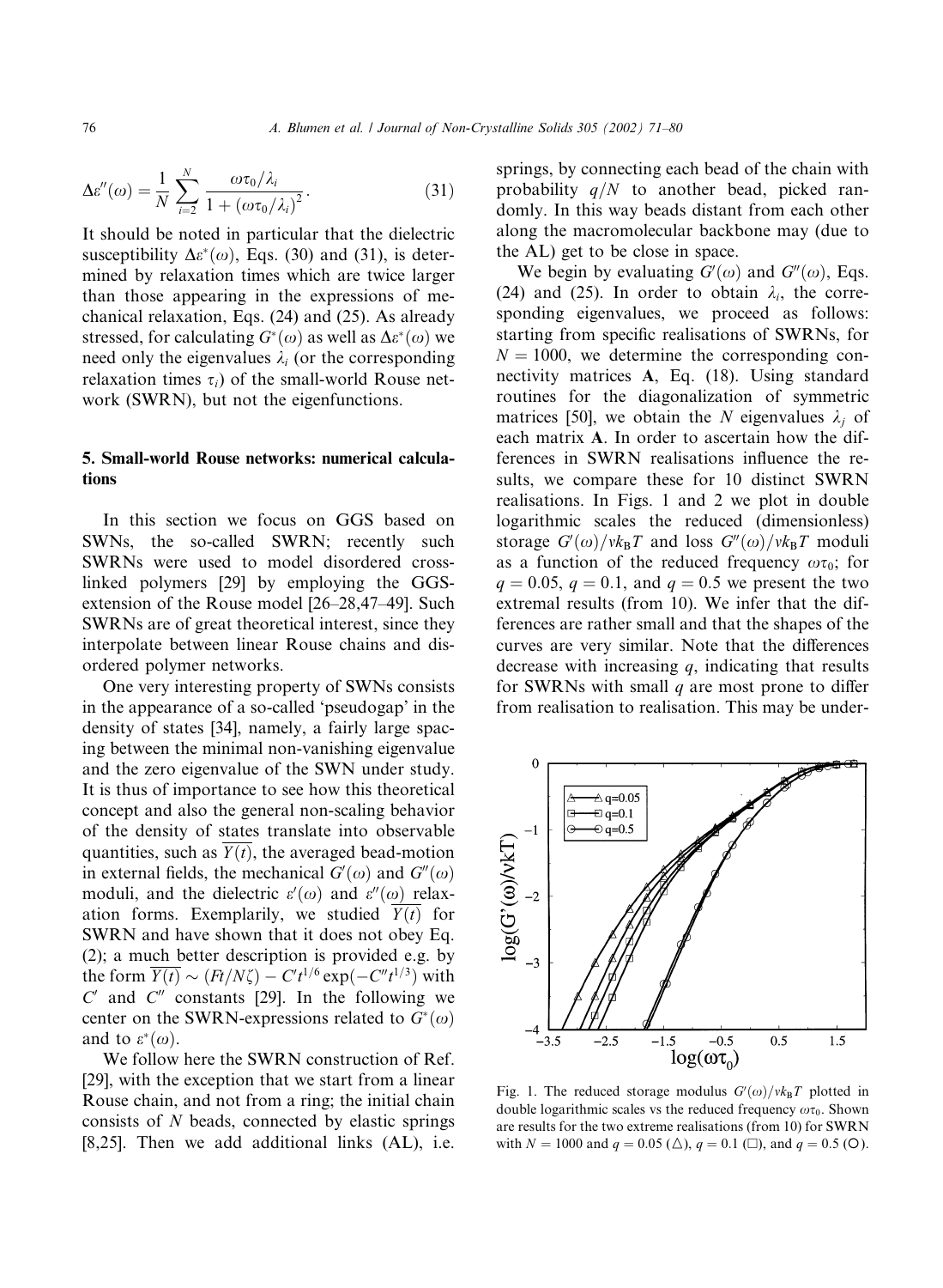$$\Delta\varepsilon''(\omega) = \frac{1}{N}\sum_{i=2}^{N}\frac{\omega\tau_0/\lambda_i}{1+(\omega\tau_0/\lambda_i)^2}. \tag{31}$$

It should be noted in particular that the dielectric susceptibility $\Delta\varepsilon^*(\omega)$, Eqs. (30) and (31), is determined by relaxation times which are twice larger than those appearing in the expressions of mechanical relaxation, Eqs. (24) and (25). As already stressed, for calculating $G^*(\omega)$ as well as $\Delta\varepsilon^*(\omega)$ we need only the eigenvalues $\lambda_i$ (or the corresponding relaxation times $\tau_i$) of the small-world Rouse network (SWRN), but not the eigenfunctions.

## 5. Small-world Rouse networks: numerical calculations

In this section we focus on GGS based on SWNs, the so-called SWRN; recently such SWRNs were used to model disordered cross-linked polymers [29] by employing the GGS-extension of the Rouse model [26–28,47–49]. Such SWRNs are of great theoretical interest, since they interpolate between linear Rouse chains and disordered polymer networks.

One very interesting property of SWNs consists in the appearance of a so-called 'pseudogap' in the density of states [34], namely, a fairly large spacing between the minimal non-vanishing eigenvalue and the zero eigenvalue of the SWN under study. It is thus of importance to see how this theoretical concept and also the general non-scaling behavior of the density of states translate into observable quantities, such as $\overline{Y(t)}$, the averaged bead-motion in external fields, the mechanical $G'(\omega)$ and $G''(\omega)$ moduli, and the dielectric $\varepsilon'(\omega)$ and $\varepsilon''(\omega)$ relaxation forms. Exemplarily, we studied $\overline{Y(t)}$ for SWRN and have shown that it does not obey Eq. (2); a much better description is provided e.g. by the form $\overline{Y(t)} \sim (Ft/N\zeta) - C't^{1/6}\exp(-C''t^{1/3})$ with $C'$ and $C''$ constants [29]. In the following we center on the SWRN-expressions related to $G^*(\omega)$ and to $\varepsilon^*(\omega)$.

We follow here the SWRN construction of Ref. [29], with the exception that we start from a linear Rouse chain, and not from a ring; the initial chain consists of $N$ beads, connected by elastic springs [8,25]. Then we add additional links (AL), i.e. springs, by connecting each bead of the chain with probability $q/N$ to another bead, picked randomly. In this way beads distant from each other along the macromolecular backbone may (due to the AL) get to be close in space.

We begin by evaluating $G'(\omega)$ and $G''(\omega)$, Eqs. (24) and (25). In order to obtain $\lambda_i$, the corresponding eigenvalues, we proceed as follows: starting from specific realisations of SWRNs, for $N = 1000$, we determine the corresponding connectivity matrices **A**, Eq. (18). Using standard routines for the diagonalization of symmetric matrices [50], we obtain the $N$ eigenvalues $\lambda_j$ of each matrix **A**. In order to ascertain how the differences in SWRN realisations influence the results, we compare these for 10 distinct SWRN realisations. In Figs. 1 and 2 we plot in double logarithmic scales the reduced (dimensionless) storage $G'(\omega)/\nu k_BT$ and loss $G''(\omega)/\nu k_BT$ moduli as a function of the reduced frequency $\omega\tau_0$; for $q = 0.05$, $q = 0.1$, and $q = 0.5$ we present the two extremal results (from 10). We infer that the differences are rather small and that the shapes of the curves are very similar. Note that the differences decrease with increasing $q$, indicating that results for SWRNs with small $q$ are most prone to differ from realisation to realisation. This may be under-

Fig. 1. The reduced storage modulus $G'(\omega)/\nu k_BT$ plotted in double logarithmic scales vs the reduced frequency $\omega\tau_0$. Shown are results for the two extreme realisations (from 10) for SWRN with $N = 1000$ and $q = 0.05$ (△), $q = 0.1$ (□), and $q = 0.5$ (○).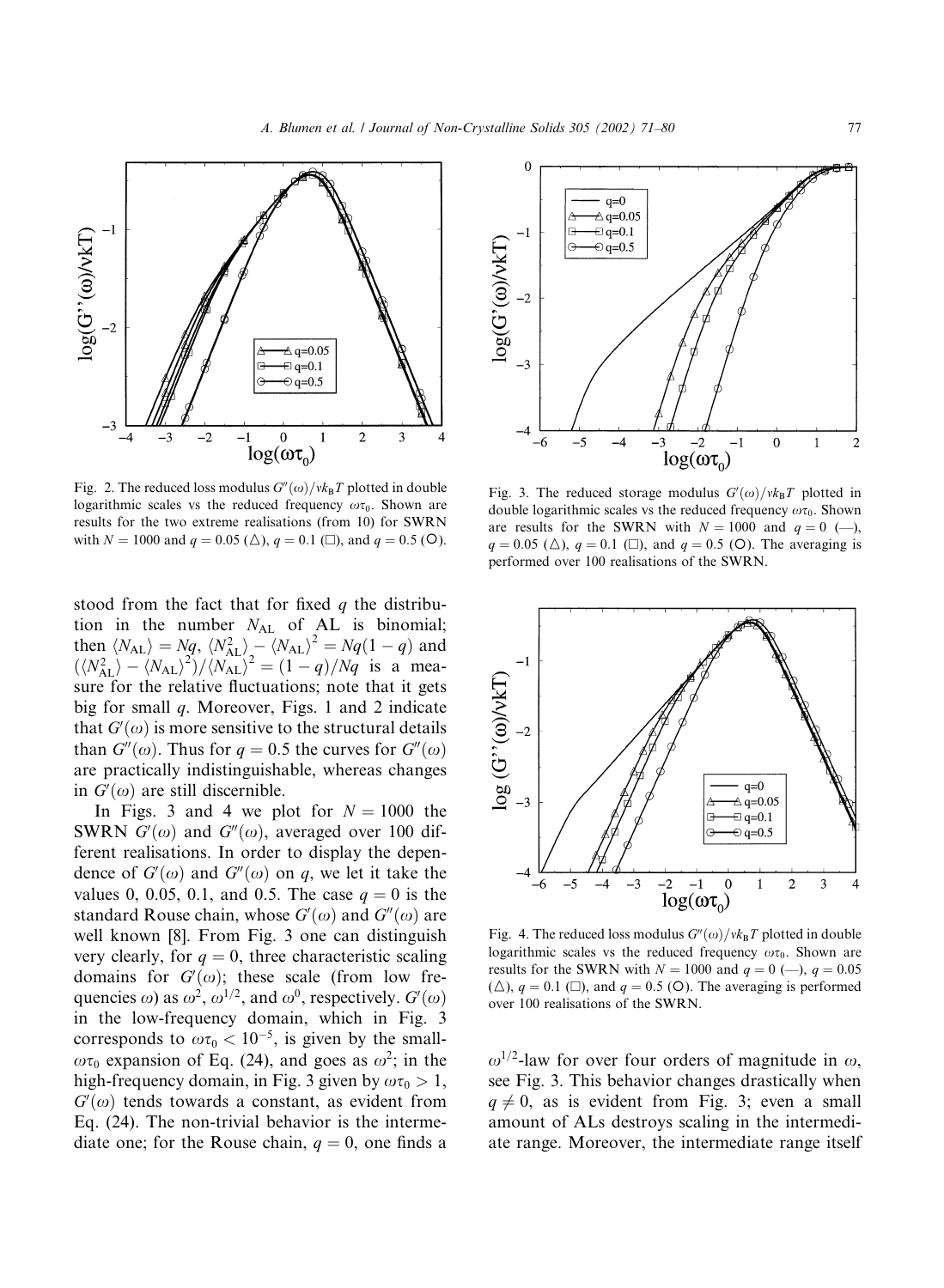Fig. 2. The reduced loss modulus $G''(\omega)/\nu k_B T$ plotted in double logarithmic scales vs the reduced frequency $\omega\tau_0$. Shown are results for the two extreme realisations (from 10) for SWRN with $N = 1000$ and $q = 0.05$ (△), $q = 0.1$ (□), and $q = 0.5$ (○).

Fig. 3. The reduced storage modulus $G'(\omega)/\nu k_B T$ plotted in double logarithmic scales vs the reduced frequency $\omega\tau_0$. Shown are results for the SWRN with $N = 1000$ and $q = 0$ (—), $q = 0.05$ (△), $q = 0.1$ (□), and $q = 0.5$ (○). The averaging is performed over 100 realisations of the SWRN.

stood from the fact that for fixed $q$ the distribution in the number $N_{AL}$ of AL is binomial; then $\langle N_{AL}\rangle = Nq$, $\langle N_{AL}^2\rangle - \langle N_{AL}\rangle^2 = Nq(1-q)$ and $(\langle N_{AL}^2\rangle - \langle N_{AL}\rangle^2)/\langle N_{AL}\rangle^2 = (1-q)/Nq$ is a measure for the relative fluctuations; note that it gets big for small $q$. Moreover, Figs. 1 and 2 indicate that $G'(\omega)$ is more sensitive to the structural details than $G''(\omega)$. Thus for $q = 0.5$ the curves for $G''(\omega)$ are practically indistinguishable, whereas changes in $G'(\omega)$ are still discernible.

In Figs. 3 and 4 we plot for $N = 1000$ the SWRN $G'(\omega)$ and $G''(\omega)$, averaged over 100 different realisations. In order to display the dependence of $G'(\omega)$ and $G''(\omega)$ on $q$, we let it take the values 0, 0.05, 0.1, and 0.5. The case $q = 0$ is the standard Rouse chain, whose $G'(\omega)$ and $G''(\omega)$ are well known [8]. From Fig. 3 one can distinguish very clearly, for $q = 0$, three characteristic scaling domains for $G'(\omega)$; these scale (from low frequencies $\omega$) as $\omega^2$, $\omega^{1/2}$, and $\omega^0$, respectively. $G'(\omega)$ in the low-frequency domain, which in Fig. 3 corresponds to $\omega\tau_0 < 10^{-5}$, is given by the small-$\omega\tau_0$ expansion of Eq. (24), and goes as $\omega^2$; in the high-frequency domain, in Fig. 3 given by $\omega\tau_0 > 1$, $G'(\omega)$ tends towards a constant, as evident from Eq. (24). The non-trivial behavior is the intermediate one; for the Rouse chain, $q = 0$, one finds a

Fig. 4. The reduced loss modulus $G''(\omega)/\nu k_B T$ plotted in double logarithmic scales vs the reduced frequency $\omega\tau_0$. Shown are results for the SWRN with $N = 1000$ and $q = 0$ (—), $q = 0.05$ (△), $q = 0.1$ (□), and $q = 0.5$ (○). The averaging is performed over 100 realisations of the SWRN.

$\omega^{1/2}$-law for over four orders of magnitude in $\omega$, see Fig. 3. This behavior changes drastically when $q \neq 0$, as is evident from Fig. 3; even a small amount of ALs destroys scaling in the intermediate range. Moreover, the intermediate range itself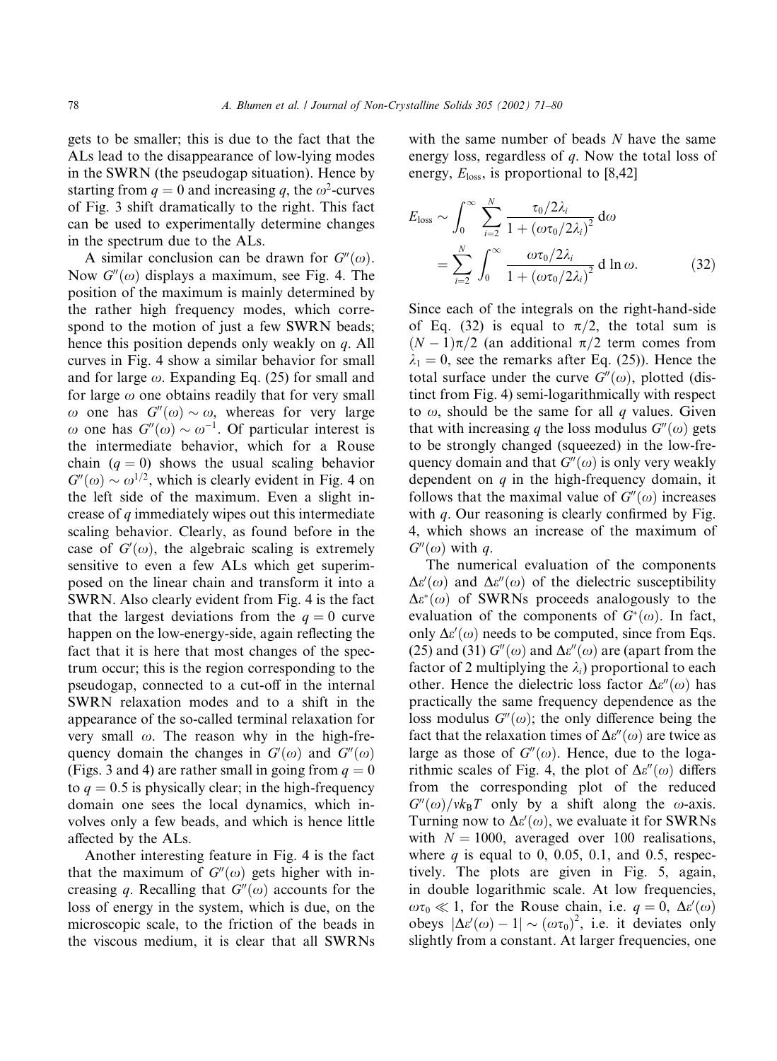gets to be smaller; this is due to the fact that the ALs lead to the disappearance of low-lying modes in the SWRN (the pseudogap situation). Hence by starting from $q = 0$ and increasing $q$, the $\omega^2$-curves of Fig. 3 shift dramatically to the right. This fact can be used to experimentally determine changes in the spectrum due to the ALs.

A similar conclusion can be drawn for $G''(\omega)$. Now $G''(\omega)$ displays a maximum, see Fig. 4. The position of the maximum is mainly determined by the rather high frequency modes, which correspond to the motion of just a few SWRN beads; hence this position depends only weakly on $q$. All curves in Fig. 4 show a similar behavior for small and for large $\omega$. Expanding Eq. (25) for small and for large $\omega$ one obtains readily that for very small $\omega$ one has $G''(\omega) \sim \omega$, whereas for very large $\omega$ one has $G''(\omega) \sim \omega^{-1}$. Of particular interest is the intermediate behavior, which for a Rouse chain ($q = 0$) shows the usual scaling behavior $G''(\omega) \sim \omega^{1/2}$, which is clearly evident in Fig. 4 on the left side of the maximum. Even a slight increase of $q$ immediately wipes out this intermediate scaling behavior. Clearly, as found before in the case of $G'(\omega)$, the algebraic scaling is extremely sensitive to even a few ALs which get superimposed on the linear chain and transform it into a SWRN. Also clearly evident from Fig. 4 is the fact that the largest deviations from the $q = 0$ curve happen on the low-energy-side, again reflecting the fact that it is here that most changes of the spectrum occur; this is the region corresponding to the pseudogap, connected to a cut-off in the internal SWRN relaxation modes and to a shift in the appearance of the so-called terminal relaxation for very small $\omega$. The reason why in the high-frequency domain the changes in $G'(\omega)$ and $G''(\omega)$ (Figs. 3 and 4) are rather small in going from $q = 0$ to $q = 0.5$ is physically clear; in the high-frequency domain one sees the local dynamics, which involves only a few beads, and which is hence little affected by the ALs.

Another interesting feature in Fig. 4 is the fact that the maximum of $G''(\omega)$ gets higher with increasing $q$. Recalling that $G''(\omega)$ accounts for the loss of energy in the system, which is due, on the microscopic scale, to the friction of the beads in the viscous medium, it is clear that all SWRNs with the same number of beads $N$ have the same energy loss, regardless of $q$. Now the total loss of energy, $E_{\text{loss}}$, is proportional to [8,42]

$$E_{\text{loss}} \sim \int_0^\infty \sum_{i=2}^{N} \frac{\tau_0/2\lambda_i}{1 + (\omega\tau_0/2\lambda_i)^2}\, \mathrm{d}\omega = \sum_{i=2}^{N} \int_0^\infty \frac{\omega\tau_0/2\lambda_i}{1 + (\omega\tau_0/2\lambda_i)^2}\, \mathrm{d}\ln\omega. \tag{32}$$

Since each of the integrals on the right-hand-side of Eq. (32) is equal to $\pi/2$, the total sum is $(N-1)\pi/2$ (an additional $\pi/2$ term comes from $\lambda_1 = 0$, see the remarks after Eq. (25)). Hence the total surface under the curve $G''(\omega)$, plotted (distinct from Fig. 4) semi-logarithmically with respect to $\omega$, should be the same for all $q$ values. Given that with increasing $q$ the loss modulus $G''(\omega)$ gets to be strongly changed (squeezed) in the low-frequency domain and that $G''(\omega)$ is only very weakly dependent on $q$ in the high-frequency domain, it follows that the maximal value of $G''(\omega)$ increases with $q$. Our reasoning is clearly confirmed by Fig. 4, which shows an increase of the maximum of $G''(\omega)$ with $q$.

The numerical evaluation of the components $\Delta\varepsilon'(\omega)$ and $\Delta\varepsilon''(\omega)$ of the dielectric susceptibility $\Delta\varepsilon^*(\omega)$ of SWRNs proceeds analogously to the evaluation of the components of $G^*(\omega)$. In fact, only $\Delta\varepsilon'(\omega)$ needs to be computed, since from Eqs. (25) and (31) $G''(\omega)$ and $\Delta\varepsilon''(\omega)$ are (apart from the factor of 2 multiplying the $\lambda_i$) proportional to each other. Hence the dielectric loss factor $\Delta\varepsilon''(\omega)$ has practically the same frequency dependence as the loss modulus $G''(\omega)$; the only difference being the fact that the relaxation times of $\Delta\varepsilon''(\omega)$ are twice as large as those of $G''(\omega)$. Hence, due to the logarithmic scales of Fig. 4, the plot of $\Delta\varepsilon''(\omega)$ differs from the corresponding plot of the reduced $G''(\omega)/\nu k_B T$ only by a shift along the $\omega$-axis. Turning now to $\Delta\varepsilon'(\omega)$, we evaluate it for SWRNs with $N = 1000$, averaged over 100 realisations, where $q$ is equal to 0, 0.05, 0.1, and 0.5, respectively. The plots are given in Fig. 5, again, in double logarithmic scale. At low frequencies, $\omega\tau_0 \ll 1$, for the Rouse chain, i.e. $q = 0$, $\Delta\varepsilon'(\omega)$ obeys $|\Delta\varepsilon'(\omega) - 1| \sim (\omega\tau_0)^2$, i.e. it deviates only slightly from a constant. At larger frequencies, one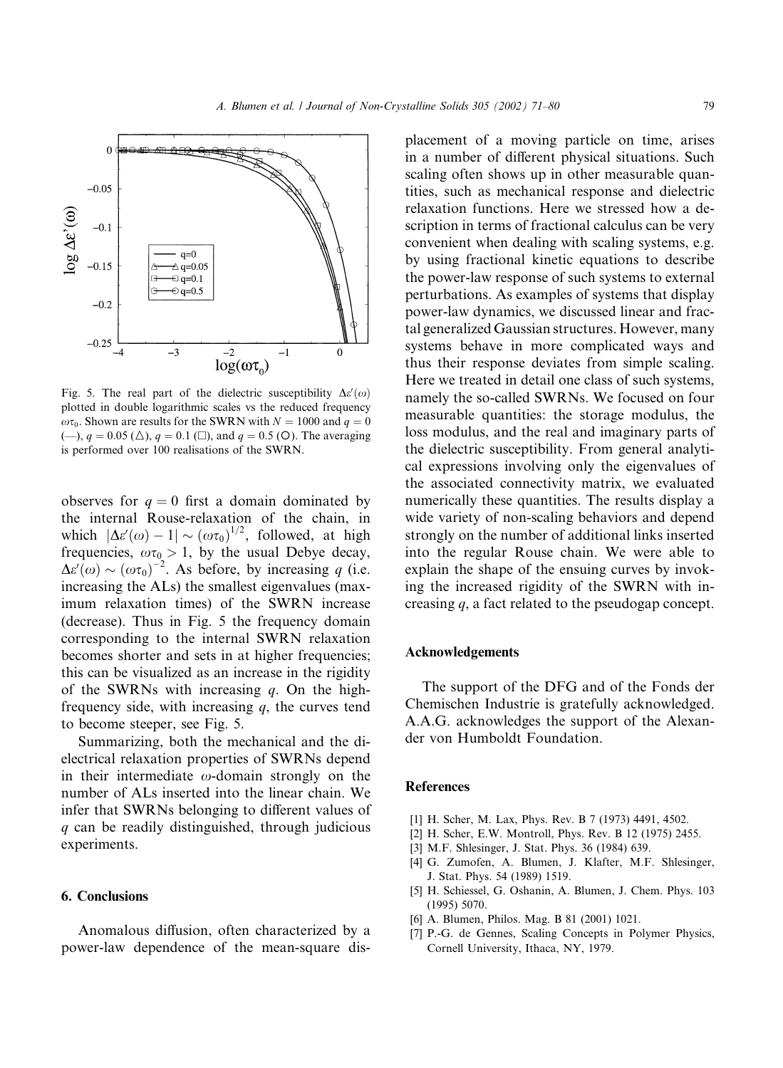0
−0.05
−0.1
−0.15
−0.2
−0.25
−4
−3
−2
−1
0
log Δε'(ω)
log(ωτ$_0$)
q=0
q=0.05
q=0.1
q=0.5

Fig. 5. The real part of the dielectric susceptibility $\Delta\varepsilon'(\omega)$ plotted in double logarithmic scales vs the reduced frequency $\omega\tau_0$. Shown are results for the SWRN with $N = 1000$ and $q = 0$ (—), $q = 0.05$ (△), $q = 0.1$ (□), and $q = 0.5$ (○). The averaging is performed over 100 realisations of the SWRN.

observes for $q = 0$ first a domain dominated by the internal Rouse-relaxation of the chain, in which $|\Delta\varepsilon'(\omega) - 1| \sim (\omega\tau_0)^{1/2}$, followed, at high frequencies, $\omega\tau_0 > 1$, by the usual Debye decay, $\Delta\varepsilon'(\omega) \sim (\omega\tau_0)^{-2}$. As before, by increasing $q$ (i.e. increasing the ALs) the smallest eigenvalues (maximum relaxation times) of the SWRN increase (decrease). Thus in Fig. 5 the frequency domain corresponding to the internal SWRN relaxation becomes shorter and sets in at higher frequencies; this can be visualized as an increase in the rigidity of the SWRNs with increasing $q$. On the high-frequency side, with increasing $q$, the curves tend to become steeper, see Fig. 5.

Summarizing, both the mechanical and the dielectrical relaxation properties of SWRNs depend in their intermediate $\omega$-domain strongly on the number of ALs inserted into the linear chain. We infer that SWRNs belonging to different values of $q$ can be readily distinguished, through judicious experiments.

## 6. Conclusions

Anomalous diffusion, often characterized by a power-law dependence of the mean-square displacement of a moving particle on time, arises in a number of different physical situations. Such scaling often shows up in other measurable quantities, such as mechanical response and dielectric relaxation functions. Here we stressed how a description in terms of fractional calculus can be very convenient when dealing with scaling systems, e.g. by using fractional kinetic equations to describe the power-law response of such systems to external perturbations. As examples of systems that display power-law dynamics, we discussed linear and fractal generalized Gaussian structures. However, many systems behave in more complicated ways and thus their response deviates from simple scaling. Here we treated in detail one class of such systems, namely the so-called SWRNs. We focused on four measurable quantities: the storage modulus, the loss modulus, and the real and imaginary parts of the dielectric susceptibility. From general analytical expressions involving only the eigenvalues of the associated connectivity matrix, we evaluated numerically these quantities. The results display a wide variety of non-scaling behaviors and depend strongly on the number of additional links inserted into the regular Rouse chain. We were able to explain the shape of the ensuing curves by invoking the increased rigidity of the SWRN with increasing $q$, a fact related to the pseudogap concept.

## Acknowledgements

The support of the DFG and of the Fonds der Chemischen Industrie is gratefully acknowledged. A.A.G. acknowledges the support of the Alexander von Humboldt Foundation.

## References

[1] H. Scher, M. Lax, Phys. Rev. B 7 (1973) 4491, 4502.

[2] H. Scher, E.W. Montroll, Phys. Rev. B 12 (1975) 2455.

[3] M.F. Shlesinger, J. Stat. Phys. 36 (1984) 639.

[4] G. Zumofen, A. Blumen, J. Klafter, M.F. Shlesinger, J. Stat. Phys. 54 (1989) 1519.

[5] H. Schiessel, G. Oshanin, A. Blumen, J. Chem. Phys. 103 (1995) 5070.

[6] A. Blumen, Philos. Mag. B 81 (2001) 1021.

[7] P.-G. de Gennes, Scaling Concepts in Polymer Physics, Cornell University, Ithaca, NY, 1979.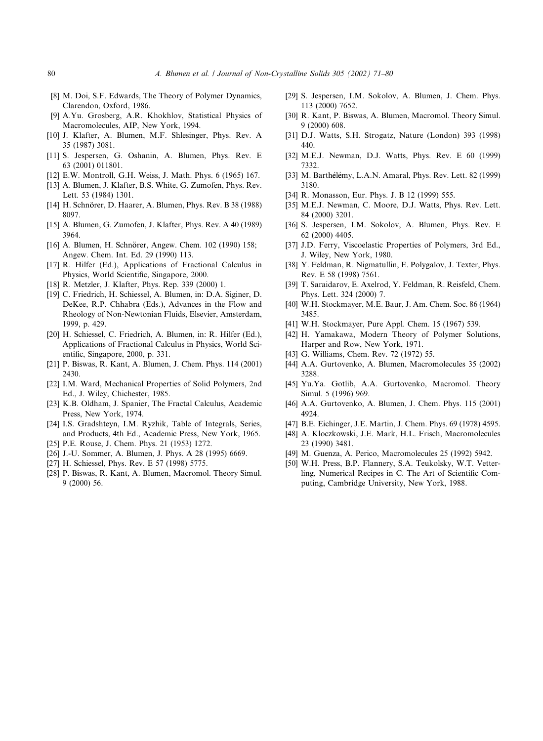[8] M. Doi, S.F. Edwards, The Theory of Polymer Dynamics, Clarendon, Oxford, 1986.

[9] A.Yu. Grosberg, A.R. Khokhlov, Statistical Physics of Macromolecules, AIP, New York, 1994.

[10] J. Klafter, A. Blumen, M.F. Shlesinger, Phys. Rev. A 35 (1987) 3081.

[11] S. Jespersen, G. Oshanin, A. Blumen, Phys. Rev. E 63 (2001) 011801.

[12] E.W. Montroll, G.H. Weiss, J. Math. Phys. 6 (1965) 167.

[13] A. Blumen, J. Klafter, B.S. White, G. Zumofen, Phys. Rev. Lett. 53 (1984) 1301.

[14] H. Schnörer, D. Haarer, A. Blumen, Phys. Rev. B 38 (1988) 8097.

[15] A. Blumen, G. Zumofen, J. Klafter, Phys. Rev. A 40 (1989) 3964.

[16] A. Blumen, H. Schnörer, Angew. Chem. 102 (1990) 158; Angew. Chem. Int. Ed. 29 (1990) 113.

[17] R. Hilfer (Ed.), Applications of Fractional Calculus in Physics, World Scientific, Singapore, 2000.

[18] R. Metzler, J. Klafter, Phys. Rep. 339 (2000) 1.

[19] C. Friedrich, H. Schiessel, A. Blumen, in: D.A. Siginer, D. DeKee, R.P. Chhabra (Eds.), Advances in the Flow and Rheology of Non-Newtonian Fluids, Elsevier, Amsterdam, 1999, p. 429.

[20] H. Schiessel, C. Friedrich, A. Blumen, in: R. Hilfer (Ed.), Applications of Fractional Calculus in Physics, World Scientific, Singapore, 2000, p. 331.

[21] P. Biswas, R. Kant, A. Blumen, J. Chem. Phys. 114 (2001) 2430.

[22] I.M. Ward, Mechanical Properties of Solid Polymers, 2nd Ed., J. Wiley, Chichester, 1985.

[23] K.B. Oldham, J. Spanier, The Fractal Calculus, Academic Press, New York, 1974.

[24] I.S. Gradshteyn, I.M. Ryzhik, Table of Integrals, Series, and Products, 4th Ed., Academic Press, New York, 1965.

[25] P.E. Rouse, J. Chem. Phys. 21 (1953) 1272.

[26] J.-U. Sommer, A. Blumen, J. Phys. A 28 (1995) 6669.

[27] H. Schiessel, Phys. Rev. E 57 (1998) 5775.

[28] P. Biswas, R. Kant, A. Blumen, Macromol. Theory Simul. 9 (2000) 56.

[29] S. Jespersen, I.M. Sokolov, A. Blumen, J. Chem. Phys. 113 (2000) 7652.

[30] R. Kant, P. Biswas, A. Blumen, Macromol. Theory Simul. 9 (2000) 608.

[31] D.J. Watts, S.H. Strogatz, Nature (London) 393 (1998) 440.

[32] M.E.J. Newman, D.J. Watts, Phys. Rev. E 60 (1999) 7332.

[33] M. Barthélémy, L.A.N. Amaral, Phys. Rev. Lett. 82 (1999) 3180.

[34] R. Monasson, Eur. Phys. J. B 12 (1999) 555.

[35] M.E.J. Newman, C. Moore, D.J. Watts, Phys. Rev. Lett. 84 (2000) 3201.

[36] S. Jespersen, I.M. Sokolov, A. Blumen, Phys. Rev. E 62 (2000) 4405.

[37] J.D. Ferry, Viscoelastic Properties of Polymers, 3rd Ed., J. Wiley, New York, 1980.

[38] Y. Feldman, R. Nigmatullin, E. Polygalov, J. Texter, Phys. Rev. E 58 (1998) 7561.

[39] T. Saraidarov, E. Axelrod, Y. Feldman, R. Reisfeld, Chem. Phys. Lett. 324 (2000) 7.

[40] W.H. Stockmayer, M.E. Baur, J. Am. Chem. Soc. 86 (1964) 3485.

[41] W.H. Stockmayer, Pure Appl. Chem. 15 (1967) 539.

[42] H. Yamakawa, Modern Theory of Polymer Solutions, Harper and Row, New York, 1971.

[43] G. Williams, Chem. Rev. 72 (1972) 55.

[44] A.A. Gurtovenko, A. Blumen, Macromolecules 35 (2002) 3288.

[45] Yu.Ya. Gotlib, A.A. Gurtovenko, Macromol. Theory Simul. 5 (1996) 969.

[46] A.A. Gurtovenko, A. Blumen, J. Chem. Phys. 115 (2001) 4924.

[47] B.E. Eichinger, J.E. Martin, J. Chem. Phys. 69 (1978) 4595.

[48] A. Kloczkowski, J.E. Mark, H.L. Frisch, Macromolecules 23 (1990) 3481.

[49] M. Guenza, A. Perico, Macromolecules 25 (1992) 5942.

[50] W.H. Press, B.P. Flannery, S.A. Teukolsky, W.T. Vetterling, Numerical Recipes in C. The Art of Scientific Computing, Cambridge University, New York, 1988.